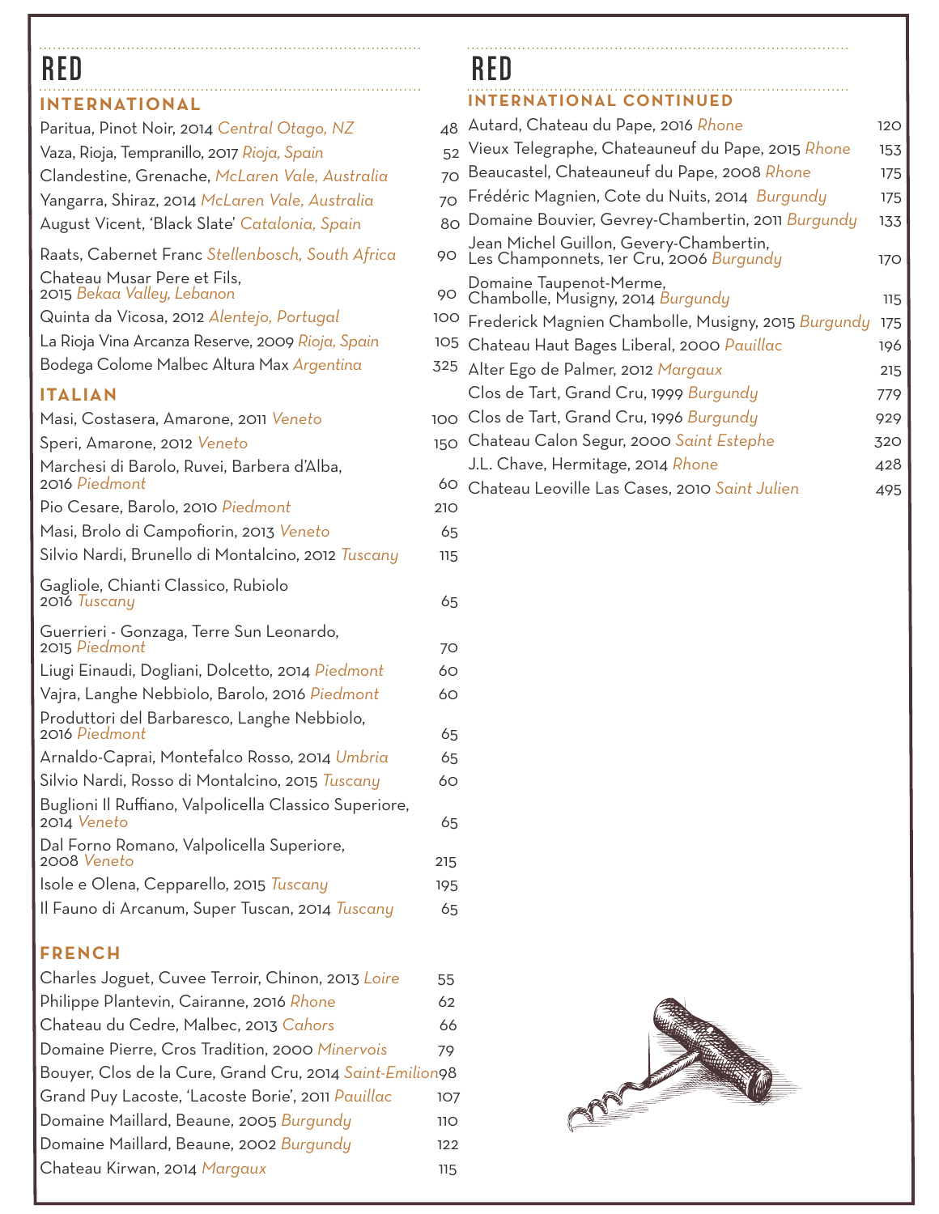# RED

## INTERNATIONAL

| Wine | Price |
|---|---|
| Paritua, Pinot Noir, 2014 *Central Otago, NZ* | 48 |
| Vaza, Rioja, Tempranillo, 2017 *Rioja, Spain* | 52 |
| Clandestine, Grenache, *McLaren Vale, Australia* | 70 |
| Yangarra, Shiraz, 2014 *McLaren Vale, Australia* | 70 |
| August Vicent, 'Black Slate' *Catalonia, Spain* | 80 |
| Raats, Cabernet Franc *Stellenbosch, South Africa* | 90 |
| Chateau Musar Pere et Fils, 2015 *Bekaa Valley, Lebanon* | 90 |
| Quinta da Vicosa, 2012 *Alentejo, Portugal* | 100 |
| La Rioja Vina Arcanza Reserve, 2009 *Rioja, Spain* | 105 |
| Bodega Colome Malbec Altura Max *Argentina* | 325 |

## ITALIAN

| Wine | Price |
|---|---|
| Masi, Costasera, Amarone, 2011 *Veneto* | 100 |
| Speri, Amarone, 2012 *Veneto* | 150 |
| Marchesi di Barolo, Ruvei, Barbera d'Alba, 2016 *Piedmont* | 60 |
| Pio Cesare, Barolo, 2010 *Piedmont* | 210 |
| Masi, Brolo di Campofiorin, 2013 *Veneto* | 65 |
| Silvio Nardi, Brunello di Montalcino, 2012 *Tuscany* | 115 |
| Gagliole, Chianti Classico, Rubiolo 2016 *Tuscany* | 65 |
| Guerrieri - Gonzaga, Terre Sun Leonardo, 2015 *Piedmont* | 70 |
| Liugi Einaudi, Dogliani, Dolcetto, 2014 *Piedmont* | 60 |
| Vajra, Langhe Nebbiolo, Barolo, 2016 *Piedmont* | 60 |
| Produttori del Barbaresco, Langhe Nebbiolo, 2016 *Piedmont* | 65 |
| Arnaldo-Caprai, Montefalco Rosso, 2014 *Umbria* | 65 |
| Silvio Nardi, Rosso di Montalcino, 2015 *Tuscany* | 60 |
| Buglioni Il Ruffiano, Valpolicella Classico Superiore, 2014 *Veneto* | 65 |
| Dal Forno Romano, Valpolicella Superiore, 2008 *Veneto* | 215 |
| Isole e Olena, Cepparello, 2015 *Tuscany* | 195 |
| Il Fauno di Arcanum, Super Tuscan, 2014 *Tuscany* | 65 |

## FRENCH

| Wine | Price |
|---|---|
| Charles Joguet, Cuvee Terroir, Chinon, 2013 *Loire* | 55 |
| Philippe Plantevin, Cairanne, 2016 *Rhone* | 62 |
| Chateau du Cedre, Malbec, 2013 *Cahors* | 66 |
| Domaine Pierre, Cros Tradition, 2000 *Minervois* | 79 |
| Bouyer, Clos de la Cure, Grand Cru, 2014 *Saint-Emilion* | 98 |
| Grand Puy Lacoste, 'Lacoste Borie', 2011 *Pauillac* | 107 |
| Domaine Maillard, Beaune, 2005 *Burgundy* | 110 |
| Domaine Maillard, Beaune, 2002 *Burgundy* | 122 |
| Chateau Kirwan, 2014 *Margaux* | 115 |

# RED

## INTERNATIONAL CONTINUED

| Wine | Price |
|---|---|
| Autard, Chateau du Pape, 2016 *Rhone* | 120 |
| Vieux Telegraphe, Chateauneuf du Pape, 2015 *Rhone* | 153 |
| Beaucastel, Chateauneuf du Pape, 2008 *Rhone* | 175 |
| Frédéric Magnien, Cote du Nuits, 2014 *Burgundy* | 175 |
| Domaine Bouvier, Gevrey-Chambertin, 2011 *Burgundy* | 133 |
| Jean Michel Guillon, Gevery-Chambertin, Les Championnets, 1er Cru, 2006 *Burgundy* | 170 |
| Domaine Taupenot-Merme, Chambolle, Musigny, 2014 *Burgundy* | 115 |
| Frederick Magnien Chambolle, Musigny, 2015 *Burgundy* | 175 |
| Chateau Haut Bages Liberal, 2000 *Pauillac* | 196 |
| Alter Ego de Palmer, 2012 *Margaux* | 215 |
| Clos de Tart, Grand Cru, 1999 *Burgundy* | 779 |
| Clos de Tart, Grand Cru, 1996 *Burgundy* | 929 |
| Chateau Calon Segur, 2000 *Saint Estephe* | 320 |
| J.L. Chave, Hermitage, 2014 *Rhone* | 428 |
| Chateau Leoville Las Cases, 2010 *Saint Julien* | 495 |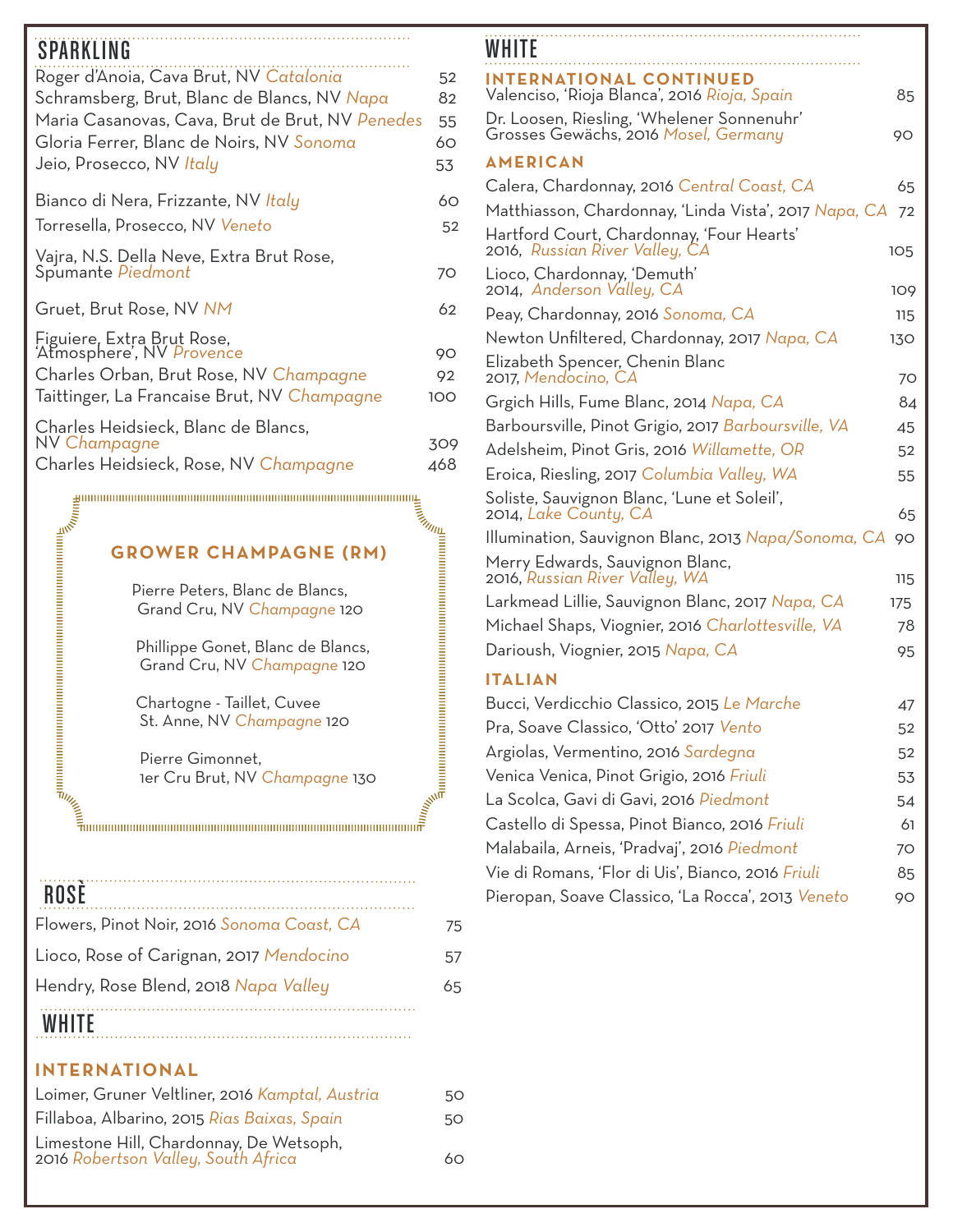## SPARKLING

| Wine | Price |
|---|---|
| Roger d'Anoia, Cava Brut, NV *Catalonia* | 52 |
| Schramsberg, Brut, Blanc de Blancs, NV *Napa* | 82 |
| Maria Casanovas, Cava, Brut de Brut, NV *Penedes* | 55 |
| Gloria Ferrer, Blanc de Noirs, NV *Sonoma* | 60 |
| Jeio, Prosecco, NV *Italy* | 53 |
| Bianco di Nera, Frizzante, NV *Italy* | 60 |
| Torresella, Prosecco, NV *Veneto* | 52 |
| Vajra, N.S. Della Neve, Extra Brut Rose, Spumante *Piedmont* | 70 |
| Gruet, Brut Rose, NV *NM* | 62 |
| Figuiere, Extra Brut Rose, 'Atmosphere', NV *Provence* | 90 |
| Charles Orban, Brut Rose, NV *Champagne* | 92 |
| Taittinger, La Francaise Brut, NV *Champagne* | 100 |
| Charles Heidsieck, Blanc de Blancs, NV *Champagne* | 309 |
| Charles Heidsieck, Rose, NV *Champagne* | 468 |

### GROWER CHAMPAGNE (RM)

| Wine | Price |
|---|---|
| Pierre Peters, Blanc de Blancs, Grand Cru, NV *Champagne* | 120 |
| Phillippe Gonet, Blanc de Blancs, Grand Cru, NV *Champagne* | 120 |
| Chartogne - Taillet, Cuvee St. Anne, NV *Champagne* | 120 |
| Pierre Gimonnet, 1er Cru Brut, NV *Champagne* | 130 |

## ROSÈ

| Wine | Price |
|---|---|
| Flowers, Pinot Noir, 2016 *Sonoma Coast, CA* | 75 |
| Lioco, Rose of Carignan, 2017 *Mendocino* | 57 |
| Hendry, Rose Blend, 2018 *Napa Valley* | 65 |

## WHITE

### INTERNATIONAL

| Wine | Price |
|---|---|
| Loimer, Gruner Veltliner, 2016 *Kamptal, Austria* | 50 |
| Fillaboa, Albarino, 2015 *Rias Baixas, Spain* | 50 |
| Limestone Hill, Chardonnay, De Wetsoph, 2016 *Robertson Valley, South Africa* | 60 |

## WHITE

### INTERNATIONAL CONTINUED

| Wine | Price |
|---|---|
| Valenciso, 'Rioja Blanca', 2016 *Rioja, Spain* | 85 |
| Dr. Loosen, Riesling, 'Whelener Sonnenuhr' Grosses Gewächs, 2016 *Mosel, Germany* | 90 |

### AMERICAN

| Wine | Price |
|---|---|
| Calera, Chardonnay, 2016 *Central Coast, CA* | 65 |
| Matthiasson, Chardonnay, 'Linda Vista', 2017 *Napa, CA* | 72 |
| Hartford Court, Chardonnay, 'Four Hearts' 2016, *Russian River Valley, CA* | 105 |
| Lioco, Chardonnay, 'Demuth' 2014, *Anderson Valley, CA* | 109 |
| Peay, Chardonnay, 2016 *Sonoma, CA* | 115 |
| Newton Unfiltered, Chardonnay, 2017 *Napa, CA* | 130 |
| Elizabeth Spencer, Chenin Blanc 2017, *Mendocino, CA* | 70 |
| Grgich Hills, Fume Blanc, 2014 *Napa, CA* | 84 |
| Barboursville, Pinot Grigio, 2017 *Barboursville, VA* | 45 |
| Adelsheim, Pinot Gris, 2016 *Willamette, OR* | 52 |
| Eroica, Riesling, 2017 *Columbia Valley, WA* | 55 |
| Soliste, Sauvignon Blanc, 'Lune et Soleil', 2014, *Lake County, CA* | 65 |
| Illumination, Sauvignon Blanc, 2013 *Napa/Sonoma, CA* | 90 |
| Merry Edwards, Sauvignon Blanc, 2016, *Russian River Valley, WA* | 115 |
| Larkmead Lillie, Sauvignon Blanc, 2017 *Napa, CA* | 175 |
| Michael Shaps, Viognier, 2016 *Charlottesville, VA* | 78 |
| Darioush, Viognier, 2015 *Napa, CA* | 95 |

### ITALIAN

| Wine | Price |
|---|---|
| Bucci, Verdicchio Classico, 2015 *Le Marche* | 47 |
| Pra, Soave Classico, 'Otto' 2017 *Vento* | 52 |
| Argiolas, Vermentino, 2016 *Sardegna* | 52 |
| Venica Venica, Pinot Grigio, 2016 *Friuli* | 53 |
| La Scolca, Gavi di Gavi, 2016 *Piedmont* | 54 |
| Castello di Spessa, Pinot Bianco, 2016 *Friuli* | 61 |
| Malabaila, Arneis, 'Pradvaj', 2016 *Piedmont* | 70 |
| Vie di Romans, 'Flor di Uis', Bianco, 2016 *Friuli* | 85 |
| Pieropan, Soave Classico, 'La Rocca', 2013 *Veneto* | 90 |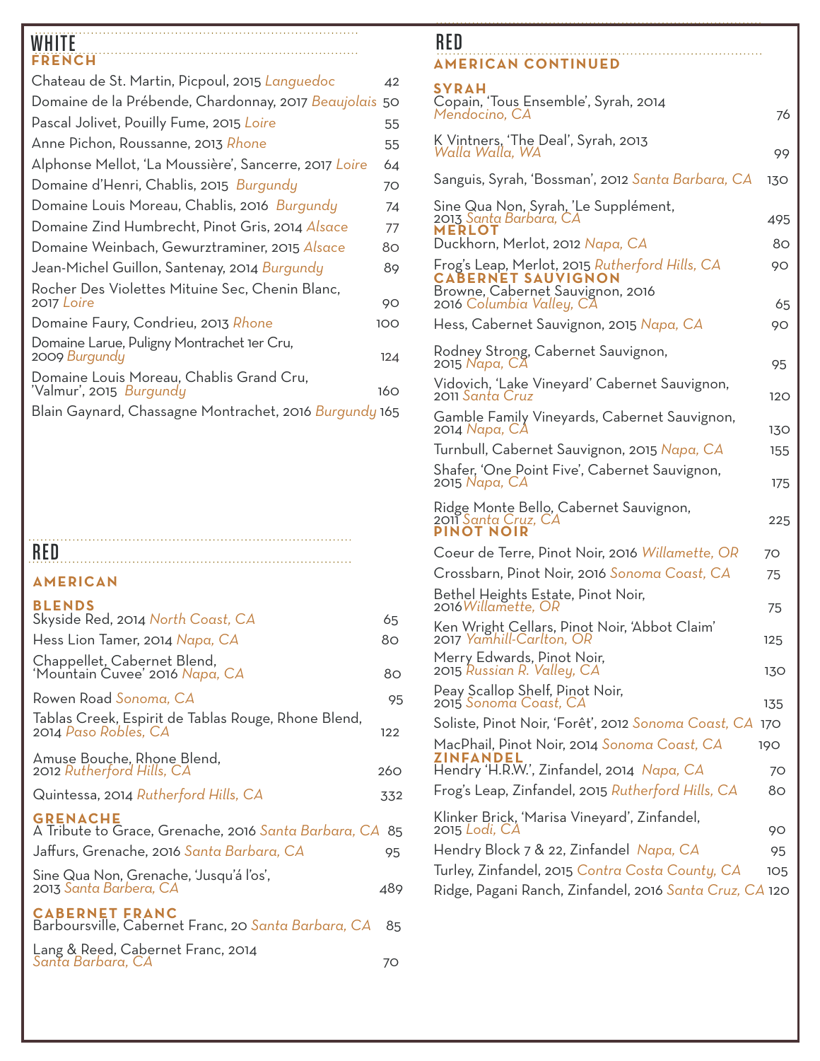# WHITE

## FRENCH

| | |
|---|---|
| Chateau de St. Martin, Picpoul, 2015 *Languedoc* | 42 |
| Domaine de la Prébende, Chardonnay, 2017 *Beaujolais* | 50 |
| Pascal Jolivet, Pouilly Fume, 2015 *Loire* | 55 |
| Anne Pichon, Roussanne, 2013 *Rhone* | 55 |
| Alphonse Mellot, 'La Moussière', Sancerre, 2017 *Loire* | 64 |
| Domaine d'Henri, Chablis, 2015 *Burgundy* | 70 |
| Domaine Louis Moreau, Chablis, 2016 *Burgundy* | 74 |
| Domaine Zind Humbrecht, Pinot Gris, 2014 *Alsace* | 77 |
| Domaine Weinbach, Gewurztraminer, 2015 *Alsace* | 80 |
| Jean-Michel Guillon, Santenay, 2014 *Burgundy* | 89 |
| Rocher Des Violettes Mituine Sec, Chenin Blanc, 2017 *Loire* | 90 |
| Domaine Faury, Condrieu, 2013 *Rhone* | 100 |
| Domaine Larue, Puligny Montrachet 1er Cru, 2009 *Burgundy* | 124 |
| Domaine Louis Moreau, Chablis Grand Cru, 'Valmur', 2015 *Burgundy* | 160 |
| Blain Gaynard, Chassagne Montrachet, 2016 *Burgundy* | 165 |

# RED

## AMERICAN

### BLENDS

| | |
|---|---|
| Skyside Red, 2014 *North Coast, CA* | 65 |
| Hess Lion Tamer, 2014 *Napa, CA* | 80 |
| Chappellet, Cabernet Blend, 'Mountain Cuvee' 2016 *Napa, CA* | 80 |
| Rowen Road *Sonoma, CA* | 95 |
| Tablas Creek, Espirit de Tablas Rouge, Rhone Blend, 2014 *Paso Robles, CA* | 122 |
| Amuse Bouche, Rhone Blend, 2012 *Rutherford Hills, CA* | 260 |
| Quintessa, 2014 *Rutherford Hills, CA* | 332 |

### GRENACHE

| | |
|---|---|
| A Tribute to Grace, Grenache, 2016 *Santa Barbara, CA* | 85 |
| Jaffurs, Grenache, 2016 *Santa Barbara, CA* | 95 |
| Sine Qua Non, Grenache, 'Jusqu'á l'os', 2013 *Santa Barbera, CA* | 489 |

### CABERNET FRANC

| | |
|---|---|
| Barboursville, Cabernet Franc, 20 *Santa Barbara, CA* | 85 |
| Lang & Reed, Cabernet Franc, 2014 *Santa Barbara, CA* | 70 |

# RED

## AMERICAN CONTINUED

### SYRAH

| | |
|---|---|
| Copain, 'Tous Ensemble', Syrah, 2014 *Mendocino, CA* | 76 |
| K Vintners, 'The Deal', Syrah, 2013 *Walla Walla, WA* | 99 |
| Sanguis, Syrah, 'Bossman', 2012 *Santa Barbara, CA* | 130 |
| Sine Qua Non, Syrah, 'Le Supplément, 2013 *Santa Barbara, CA* | 495 |

### MERLOT

| | |
|---|---|
| Duckhorn, Merlot, 2012 *Napa, CA* | 80 |
| Frog's Leap, Merlot, 2015 *Rutherford Hills, CA* | 90 |

### CABERNET SAUVIGNON

| | |
|---|---|
| Browne, Cabernet Sauvignon, 2016 2016 *Columbia Valley, CA* | 65 |
| Hess, Cabernet Sauvignon, 2015 *Napa, CA* | 90 |
| Rodney Strong, Cabernet Sauvignon, 2015 *Napa, CA* | 95 |
| Vidovich, 'Lake Vineyard' Cabernet Sauvignon, 2011 *Santa Cruz* | 120 |
| Gamble Family Vineyards, Cabernet Sauvignon, 2014 *Napa, CA* | 130 |
| Turnbull, Cabernet Sauvignon, 2015 *Napa, CA* | 155 |
| Shafer, 'One Point Five', Cabernet Sauvignon, 2015 *Napa, CA* | 175 |
| Ridge Monte Bello, Cabernet Sauvignon, 2011 *Santa Cruz, CA* | 225 |

### PINOT NOIR

| | |
|---|---|
| Coeur de Terre, Pinot Noir, 2016 *Willamette, OR* | 70 |
| Crossbarn, Pinot Noir, 2016 *Sonoma Coast, CA* | 75 |
| Bethel Heights Estate, Pinot Noir, 2016*Willamette, OR* | 75 |
| Ken Wright Cellars, Pinot Noir, 'Abbot Claim' 2017 *Yamhill-Carlton, OR* | 125 |
| Merry Edwards, Pinot Noir, 2015 *Russian R. Valley, CA* | 130 |
| Peay Scallop Shelf, Pinot Noir, 2015 *Sonoma Coast, CA* | 135 |
| Soliste, Pinot Noir, 'Forêt', 2012 *Sonoma Coast, CA* | 170 |
| MacPhail, Pinot Noir, 2014 *Sonoma Coast, CA* | 190 |

### ZINFANDEL

| | |
|---|---|
| Hendry 'H.R.W.', Zinfandel, 2014 *Napa, CA* | 70 |
| Frog's Leap, Zinfandel, 2015 *Rutherford Hills, CA* | 80 |
| Klinker Brick, 'Marisa Vineyard', Zinfandel, 2015 *Lodi, CA* | 90 |
| Hendry Block 7 & 22, Zinfandel *Napa, CA* | 95 |
| Turley, Zinfandel, 2015 *Contra Costa County, CA* | 105 |
| Ridge, Pagani Ranch, Zinfandel, 2016 *Santa Cruz, CA* | 120 |